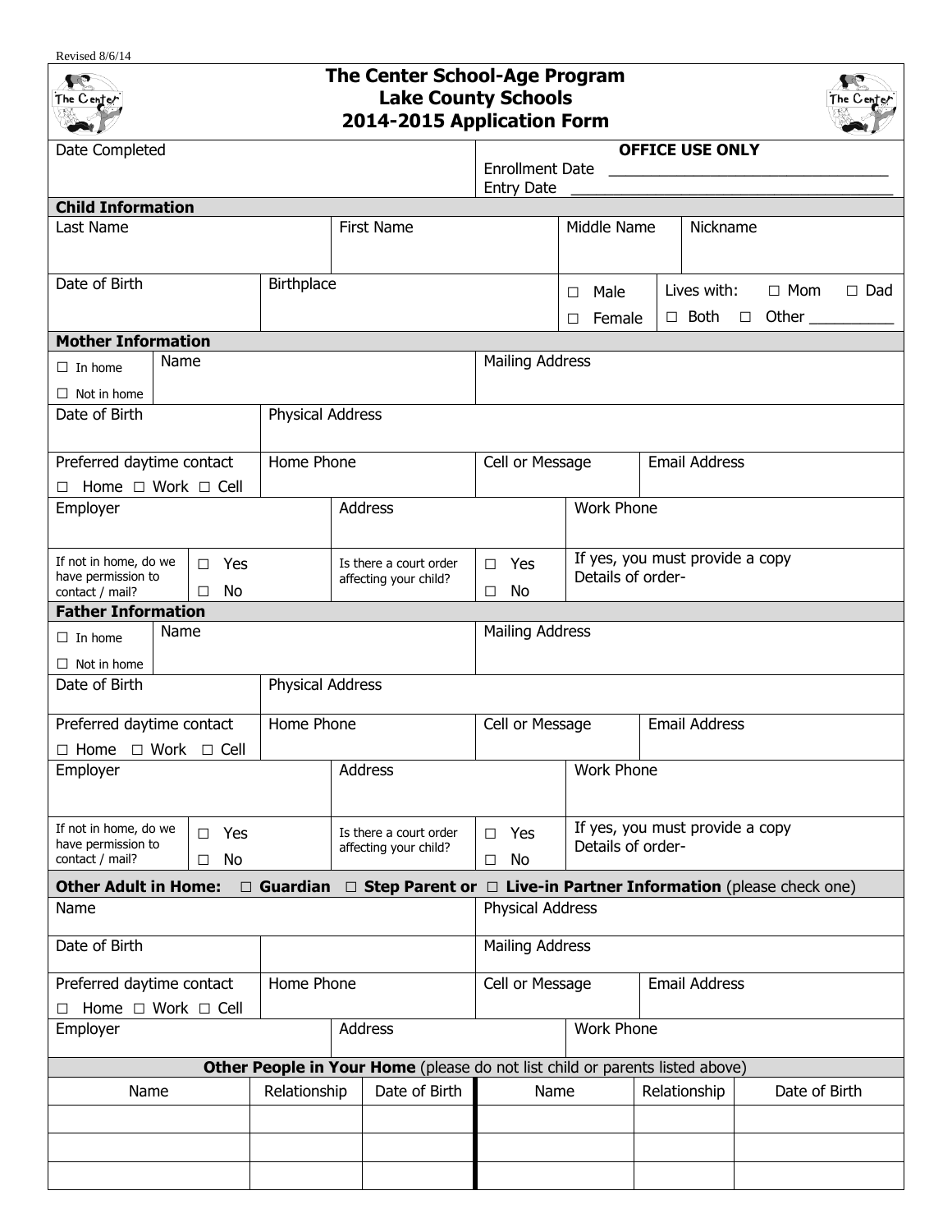Revised 8/6/14

# The Center School-Age Program
## Lake County Schools
## 2014-2015 Application Form

| Date Completed | **OFFICE USE ONLY** Enrollment Date ______________ Entry Date ______________ |
|---|---|

**Child Information**

| Last Name | First Name | Middle Name | Nickname |
|---|---|---|---|
| | | | |

| Date of Birth | Birthplace | ☐ Male ☐ Female | Lives with: ☐ Mom ☐ Dad ☐ Both ☐ Other __________ |
|---|---|---|---|

**Mother Information**

| ☐ In home ☐ Not in home | Name | Mailing Address |
|---|---|---|

| Date of Birth | Physical Address |
|---|---|

| Preferred daytime contact ☐ Home ☐ Work ☐ Cell | Home Phone | Cell or Message | Email Address |
|---|---|---|---|

| Employer | Address | Work Phone |
|---|---|---|

| If not in home, do we have permission to contact / mail? | ☐ Yes ☐ No | Is there a court order affecting your child? | ☐ Yes ☐ No | If yes, you must provide a copy Details of order- |
|---|---|---|---|---|

**Father Information**

| ☐ In home ☐ Not in home | Name | Mailing Address |
|---|---|---|

| Date of Birth | Physical Address |
|---|---|

| Preferred daytime contact ☐ Home ☐ Work ☐ Cell | Home Phone | Cell or Message | Email Address |
|---|---|---|---|

| Employer | Address | Work Phone |
|---|---|---|

| If not in home, do we have permission to contact / mail? | ☐ Yes ☐ No | Is there a court order affecting your child? | ☐ Yes ☐ No | If yes, you must provide a copy Details of order- |
|---|---|---|---|---|

**Other Adult in Home: ☐ Guardian ☐ Step Parent or ☐ Live-in Partner Information** (please check one)

| Name | Physical Address |
|---|---|
| Date of Birth | Mailing Address |

| Preferred daytime contact ☐ Home ☐ Work ☐ Cell | Home Phone | Cell or Message | Email Address |
|---|---|---|---|

| Employer | Address | Work Phone |
|---|---|---|

**Other People in Your Home** (please do not list child or parents listed above)

| Name | Relationship | Date of Birth | Name | Relationship | Date of Birth |
|---|---|---|---|---|---|
| | | | | | |
| | | | | | |
| | | | | | |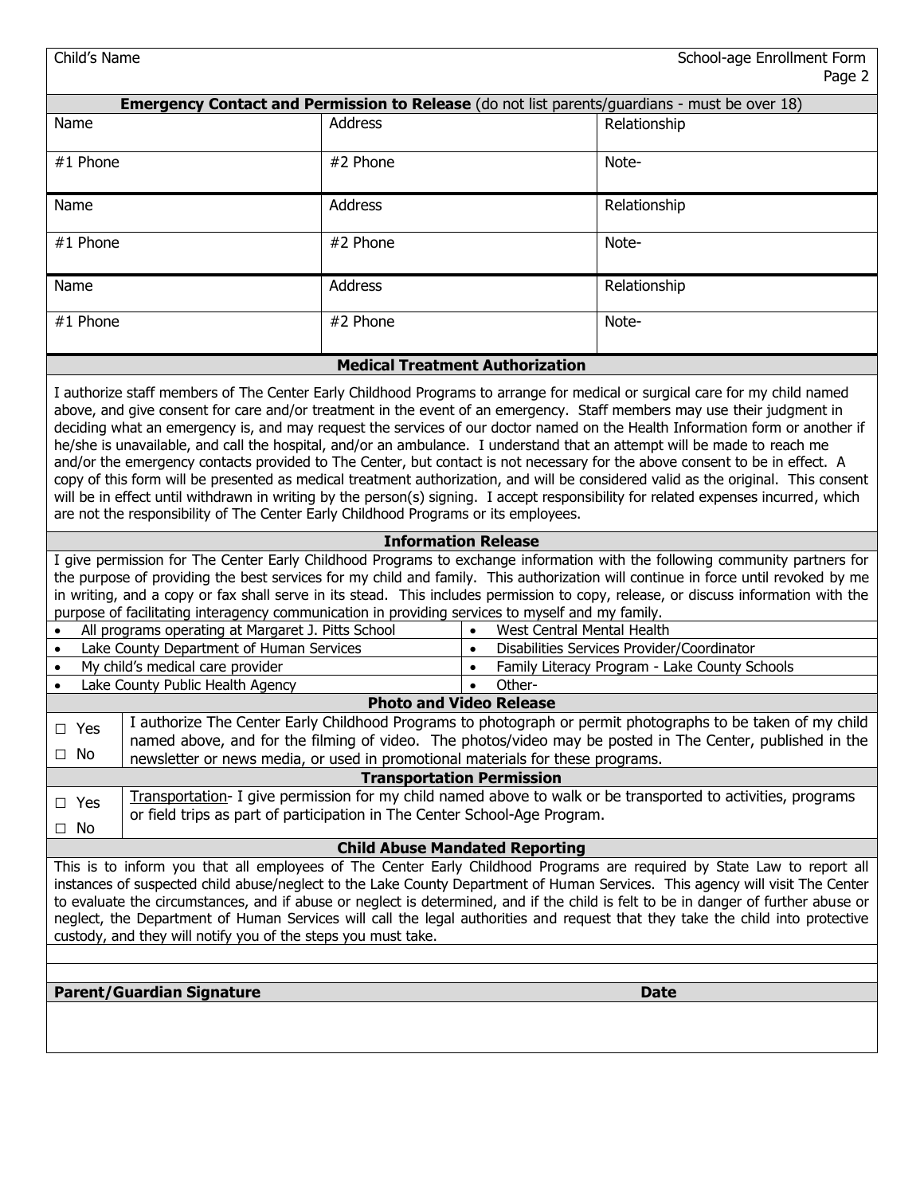| Child's Name | | School-age Enrollment Form Page 2 |
|---|---|---|

**Emergency Contact and Permission to Release** (do not list parents/guardians - must be over 18)

| Name | Address | Relationship |
|---|---|---|
| #1 Phone | #2 Phone | Note- |
| Name | Address | Relationship |
| #1 Phone | #2 Phone | Note- |
| Name | Address | Relationship |
| #1 Phone | #2 Phone | Note- |

**Medical Treatment Authorization**

I authorize staff members of The Center Early Childhood Programs to arrange for medical or surgical care for my child named above, and give consent for care and/or treatment in the event of an emergency. Staff members may use their judgment in deciding what an emergency is, and may request the services of our doctor named on the Health Information form or another if he/she is unavailable, and call the hospital, and/or an ambulance. I understand that an attempt will be made to reach me and/or the emergency contacts provided to The Center, but contact is not necessary for the above consent to be in effect. A copy of this form will be presented as medical treatment authorization, and will be considered valid as the original. This consent will be in effect until withdrawn in writing by the person(s) signing. I accept responsibility for related expenses incurred, which are not the responsibility of The Center Early Childhood Programs or its employees.

**Information Release**

I give permission for The Center Early Childhood Programs to exchange information with the following community partners for the purpose of providing the best services for my child and family. This authorization will continue in force until revoked by me in writing, and a copy or fax shall serve in its stead. This includes permission to copy, release, or discuss information with the purpose of facilitating interagency communication in providing services to myself and my family.

| | |
|---|---|
| • All programs operating at Margaret J. Pitts School | • West Central Mental Health |
| • Lake County Department of Human Services | • Disabilities Services Provider/Coordinator |
| • My child's medical care provider | • Family Literacy Program - Lake County Schools |
| • Lake County Public Health Agency | • Other- |

**Photo and Video Release**

| | |
|---|---|
| ☐ Yes<br>☐ No | I authorize The Center Early Childhood Programs to photograph or permit photographs to be taken of my child named above, and for the filming of video. The photos/video may be posted in The Center, published in the newsletter or news media, or used in promotional materials for these programs. |

**Transportation Permission**

| | |
|---|---|
| ☐ Yes<br>☐ No | Transportation- I give permission for my child named above to walk or be transported to activities, programs or field trips as part of participation in The Center School-Age Program. |

**Child Abuse Mandated Reporting**

This is to inform you that all employees of The Center Early Childhood Programs are required by State Law to report all instances of suspected child abuse/neglect to the Lake County Department of Human Services. This agency will visit The Center to evaluate the circumstances, and if abuse or neglect is determined, and if the child is felt to be in danger of further abuse or neglect, the Department of Human Services will call the legal authorities and request that they take the child into protective custody, and they will notify you of the steps you must take.

| **Parent/Guardian Signature** | **Date** |
|---|---|
| | |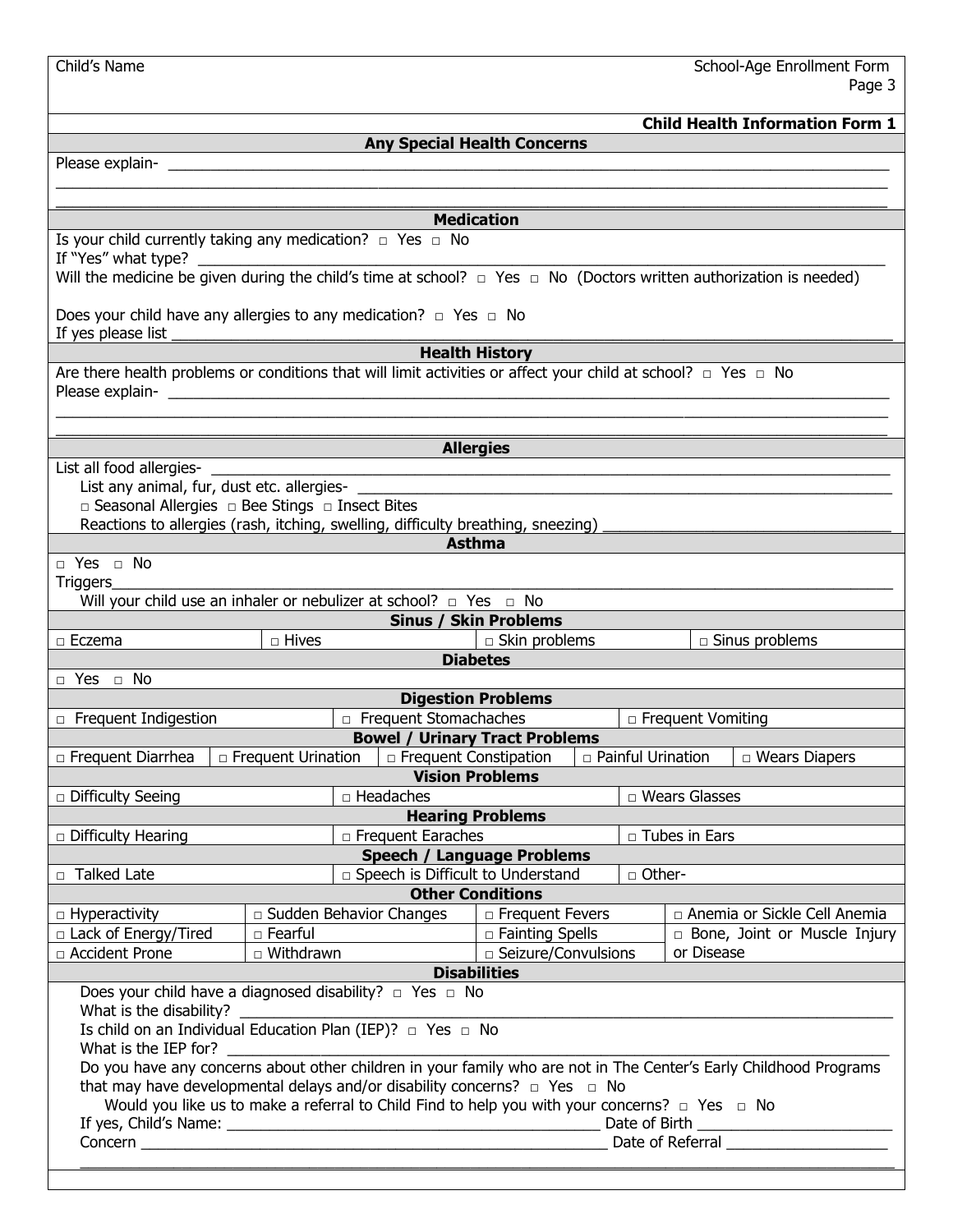Child's Name

School-Age Enrollment Form

**Child Health Information Form 1**

## Any Special Health Concerns

Please explain- ______________________________________________________________________

______________________________________________________________________

______________________________________________________________________

## Medication

Is your child currently taking any medication? □ Yes □ No

If "Yes" what type? ______________________________________________________________________

Will the medicine be given during the child's time at school? □ Yes □ No (Doctors written authorization is needed)

Does your child have any allergies to any medication? □ Yes □ No

If yes please list ______________________________________________________________________

## Health History

Are there health problems or conditions that will limit activities or affect your child at school? □ Yes □ No

Please explain- ______________________________________________________________________

______________________________________________________________________

______________________________________________________________________

## Allergies

List all food allergies- ______________________________________________________________________

List any animal, fur, dust etc. allergies- ______________________________________________________________________

□ Seasonal Allergies □ Bee Stings □ Insect Bites

Reactions to allergies (rash, itching, swelling, difficulty breathing, sneezing) ______________________________________

## Asthma

□ Yes □ No

Triggers______________________________________________________________________

Will your child use an inhaler or nebulizer at school? □ Yes □ No

## Sinus / Skin Problems

| | | | |
|---|---|---|---|
| □ Eczema | □ Hives | □ Skin problems | □ Sinus problems |

## Diabetes

□ Yes □ No

## Digestion Problems

| | | |
|---|---|---|
| □ Frequent Indigestion | □ Frequent Stomachaches | □ Frequent Vomiting |

## Bowel / Urinary Tract Problems

| | | | | |
|---|---|---|---|---|
| □ Frequent Diarrhea | □ Frequent Urination | □ Frequent Constipation | □ Painful Urination | □ Wears Diapers |

## Vision Problems

| | | |
|---|---|---|
| □ Difficulty Seeing | □ Headaches | □ Wears Glasses |

## Hearing Problems

| | | |
|---|---|---|
| □ Difficulty Hearing | □ Frequent Earaches | □ Tubes in Ears |

## Speech / Language Problems

| | | |
|---|---|---|
| □ Talked Late | □ Speech is Difficult to Understand | □ Other- |

## Other Conditions

| | | | |
|---|---|---|---|
| □ Hyperactivity | □ Sudden Behavior Changes | □ Frequent Fevers | □ Anemia or Sickle Cell Anemia |
| □ Lack of Energy/Tired | □ Fearful | □ Fainting Spells | □ Bone, Joint or Muscle Injury or Disease |
| □ Accident Prone | □ Withdrawn | □ Seizure/Convulsions | |

## Disabilities

Does your child have a diagnosed disability? □ Yes □ No

What is the disability? ______________________________________________________________________

Is child on an Individual Education Plan (IEP)? □ Yes □ No

What is the IEP for? ______________________________________________________________________

Do you have any concerns about other children in your family who are not in The Center's Early Childhood Programs that may have developmental delays and/or disability concerns? □ Yes □ No

Would you like us to make a referral to Child Find to help you with your concerns? □ Yes □ No

If yes, Child's Name: ____________________________________ Date of Birth ____________________

Concern ____________________________________________ Date of Referral ____________________

______________________________________________________________________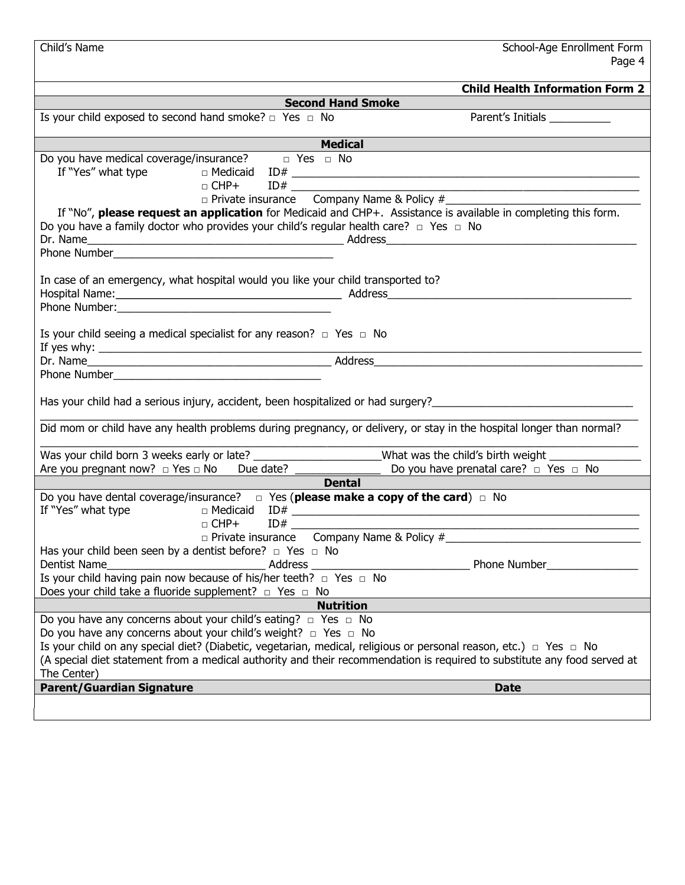Child's Name

School-Age Enrollment Form

**Child Health Information Form 2**

## Second Hand Smoke

Is your child exposed to second hand smoke? □ Yes □ No Parent's Initials __________

## Medical

Do you have medical coverage/insurance? □ Yes □ No

If "Yes" what type □ Medicaid ID# ____________________________________________

□ CHP+ ID# ____________________________________________

□ Private insurance Company Name & Policy #______________________________

If "No", **please request an application** for Medicaid and CHP+. Assistance is available in completing this form.

Do you have a family doctor who provides your child's regular health care? □ Yes □ No

Dr. Name________________________________________ Address________________________________________

Phone Number___________________________________

In case of an emergency, what hospital would you like your child transported to?

Hospital Name:____________________________________ Address________________________________________

Phone Number:__________________________________

Is your child seeing a medical specialist for any reason? □ Yes □ No

If yes why: __________________________________________________________________________________

Dr. Name________________________________________ Address________________________________________

Phone Number__________________________________

Has your child had a serious injury, accident, been hospitalized or had surgery?_______________________________

______________________________________________________________________________________________

Did mom or child have any health problems during pregnancy, or delivery, or stay in the hospital longer than normal?

______________________________________________________________________________________________

Was your child born 3 weeks early or late? ____________________What was the child's birth weight ______________

Are you pregnant now? □ Yes □ No Due date? ______________ Do you have prenatal care? □ Yes □ No

## Dental

Do you have dental coverage/insurance? □ Yes (**please make a copy of the card**) □ No

If "Yes" what type □ Medicaid ID# ____________________________________________

□ CHP+ ID# ____________________________________________

□ Private insurance Company Name & Policy #______________________________

Has your child been seen by a dentist before? □ Yes □ No

Dentist Name_________________________ Address _________________________ Phone Number_______________

Is your child having pain now because of his/her teeth? □ Yes □ No

Does your child take a fluoride supplement? □ Yes □ No

## Nutrition

Do you have any concerns about your child's eating? □ Yes □ No

Do you have any concerns about your child's weight? □ Yes □ No

Is your child on any special diet? (Diabetic, vegetarian, medical, religious or personal reason, etc.) □ Yes □ No

(A special diet statement from a medical authority and their recommendation is required to substitute any food served at The Center)

| **Parent/Guardian Signature** | **Date** |
| --- | --- |
| | |